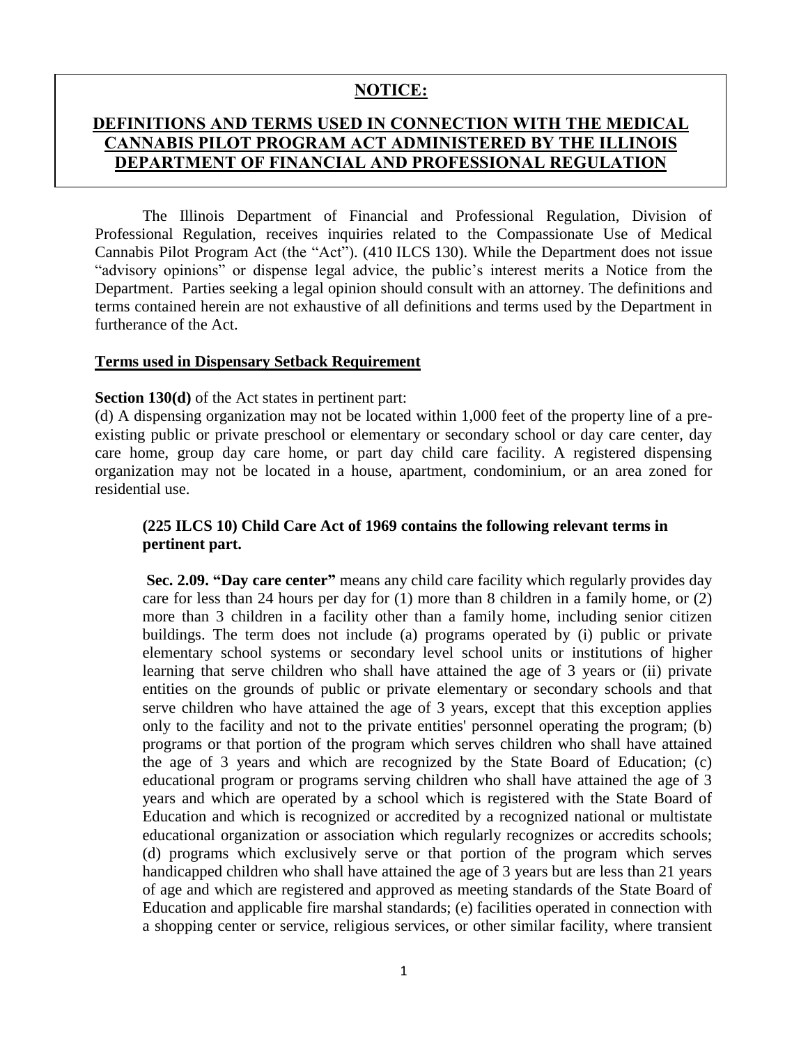## NOTICE:

## DEFINITIONS AND TERMS USED IN CONNECTION WITH THE MEDICAL CANNABIS PILOT PROGRAM ACT ADMINISTERED BY THE ILLINOIS DEPARTMENT OF FINANCIAL AND PROFESSIONAL REGULATION

The Illinois Department of Financial and Professional Regulation, Division of Professional Regulation, receives inquiries related to the Compassionate Use of Medical Cannabis Pilot Program Act (the "Act"). (410 ILCS 130). While the Department does not issue "advisory opinions" or dispense legal advice, the public's interest merits a Notice from the Department. Parties seeking a legal opinion should consult with an attorney. The definitions and terms contained herein are not exhaustive of all definitions and terms used by the Department in furtherance of the Act.

### Terms used in Dispensary Setback Requirement

**Section 130(d)** of the Act states in pertinent part:

(d) A dispensing organization may not be located within 1,000 feet of the property line of a pre-existing public or private preschool or elementary or secondary school or day care center, day care home, group day care home, or part day child care facility. A registered dispensing organization may not be located in a house, apartment, condominium, or an area zoned for residential use.

**(225 ILCS 10) Child Care Act of 1969 contains the following relevant terms in pertinent part.**

**Sec. 2.09. "Day care center"** means any child care facility which regularly provides day care for less than 24 hours per day for (1) more than 8 children in a family home, or (2) more than 3 children in a facility other than a family home, including senior citizen buildings. The term does not include (a) programs operated by (i) public or private elementary school systems or secondary level school units or institutions of higher learning that serve children who shall have attained the age of 3 years or (ii) private entities on the grounds of public or private elementary or secondary schools and that serve children who have attained the age of 3 years, except that this exception applies only to the facility and not to the private entities' personnel operating the program; (b) programs or that portion of the program which serves children who shall have attained the age of 3 years and which are recognized by the State Board of Education; (c) educational program or programs serving children who shall have attained the age of 3 years and which are operated by a school which is registered with the State Board of Education and which is recognized or accredited by a recognized national or multistate educational organization or association which regularly recognizes or accredits schools; (d) programs which exclusively serve or that portion of the program which serves handicapped children who shall have attained the age of 3 years but are less than 21 years of age and which are registered and approved as meeting standards of the State Board of Education and applicable fire marshal standards; (e) facilities operated in connection with a shopping center or service, religious services, or other similar facility, where transient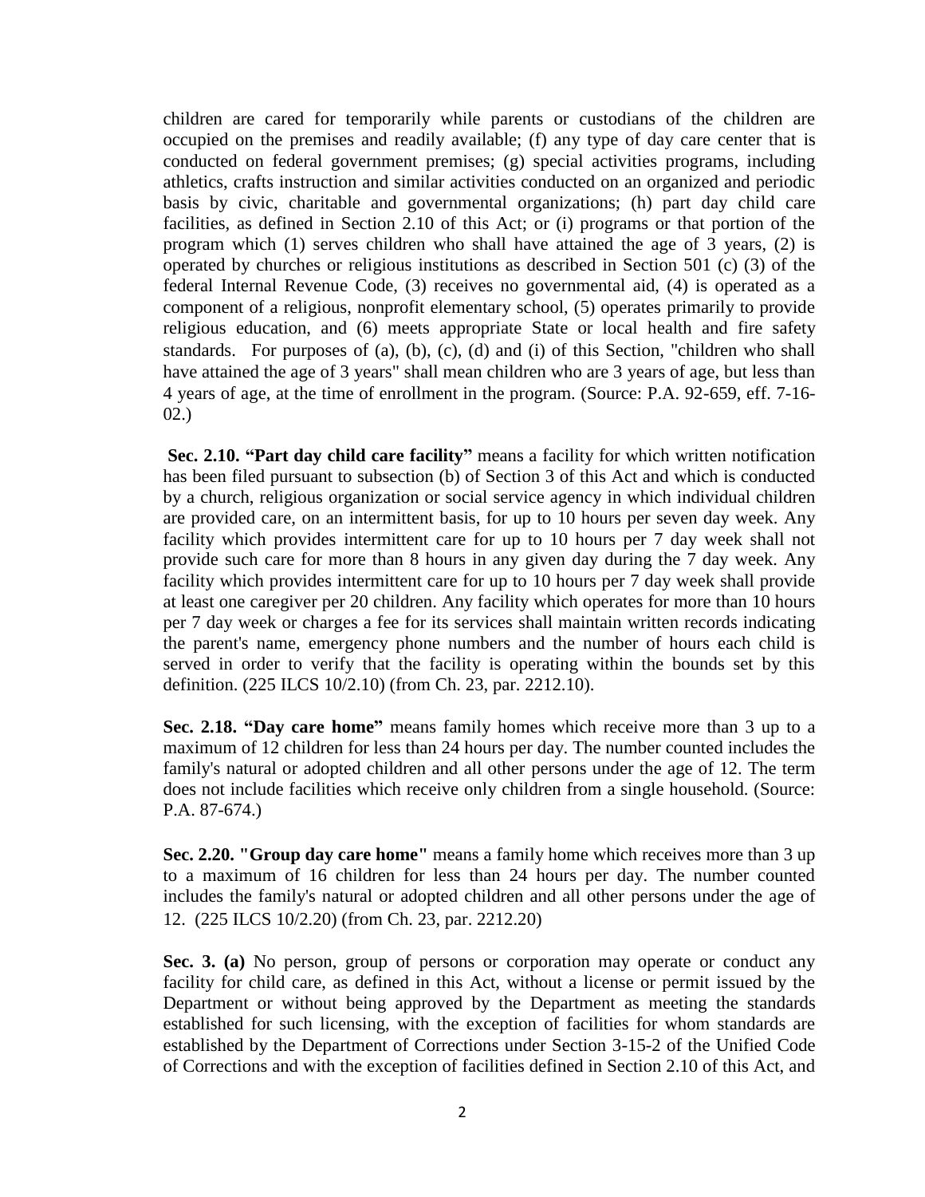children are cared for temporarily while parents or custodians of the children are occupied on the premises and readily available; (f) any type of day care center that is conducted on federal government premises; (g) special activities programs, including athletics, crafts instruction and similar activities conducted on an organized and periodic basis by civic, charitable and governmental organizations; (h) part day child care facilities, as defined in Section 2.10 of this Act; or (i) programs or that portion of the program which (1) serves children who shall have attained the age of 3 years, (2) is operated by churches or religious institutions as described in Section 501 (c) (3) of the federal Internal Revenue Code, (3) receives no governmental aid, (4) is operated as a component of a religious, nonprofit elementary school, (5) operates primarily to provide religious education, and (6) meets appropriate State or local health and fire safety standards. For purposes of (a), (b), (c), (d) and (i) of this Section, "children who shall have attained the age of 3 years" shall mean children who are 3 years of age, but less than 4 years of age, at the time of enrollment in the program. (Source: P.A. 92-659, eff. 7-16-02.)

**Sec. 2.10. "Part day child care facility"** means a facility for which written notification has been filed pursuant to subsection (b) of Section 3 of this Act and which is conducted by a church, religious organization or social service agency in which individual children are provided care, on an intermittent basis, for up to 10 hours per seven day week. Any facility which provides intermittent care for up to 10 hours per 7 day week shall not provide such care for more than 8 hours in any given day during the 7 day week. Any facility which provides intermittent care for up to 10 hours per 7 day week shall provide at least one caregiver per 20 children. Any facility which operates for more than 10 hours per 7 day week or charges a fee for its services shall maintain written records indicating the parent's name, emergency phone numbers and the number of hours each child is served in order to verify that the facility is operating within the bounds set by this definition. (225 ILCS 10/2.10) (from Ch. 23, par. 2212.10).

**Sec. 2.18. "Day care home"** means family homes which receive more than 3 up to a maximum of 12 children for less than 24 hours per day. The number counted includes the family's natural or adopted children and all other persons under the age of 12. The term does not include facilities which receive only children from a single household. (Source: P.A. 87-674.)

**Sec. 2.20. "Group day care home"** means a family home which receives more than 3 up to a maximum of 16 children for less than 24 hours per day. The number counted includes the family's natural or adopted children and all other persons under the age of 12. (225 ILCS 10/2.20) (from Ch. 23, par. 2212.20)

**Sec. 3. (a)** No person, group of persons or corporation may operate or conduct any facility for child care, as defined in this Act, without a license or permit issued by the Department or without being approved by the Department as meeting the standards established for such licensing, with the exception of facilities for whom standards are established by the Department of Corrections under Section 3-15-2 of the Unified Code of Corrections and with the exception of facilities defined in Section 2.10 of this Act, and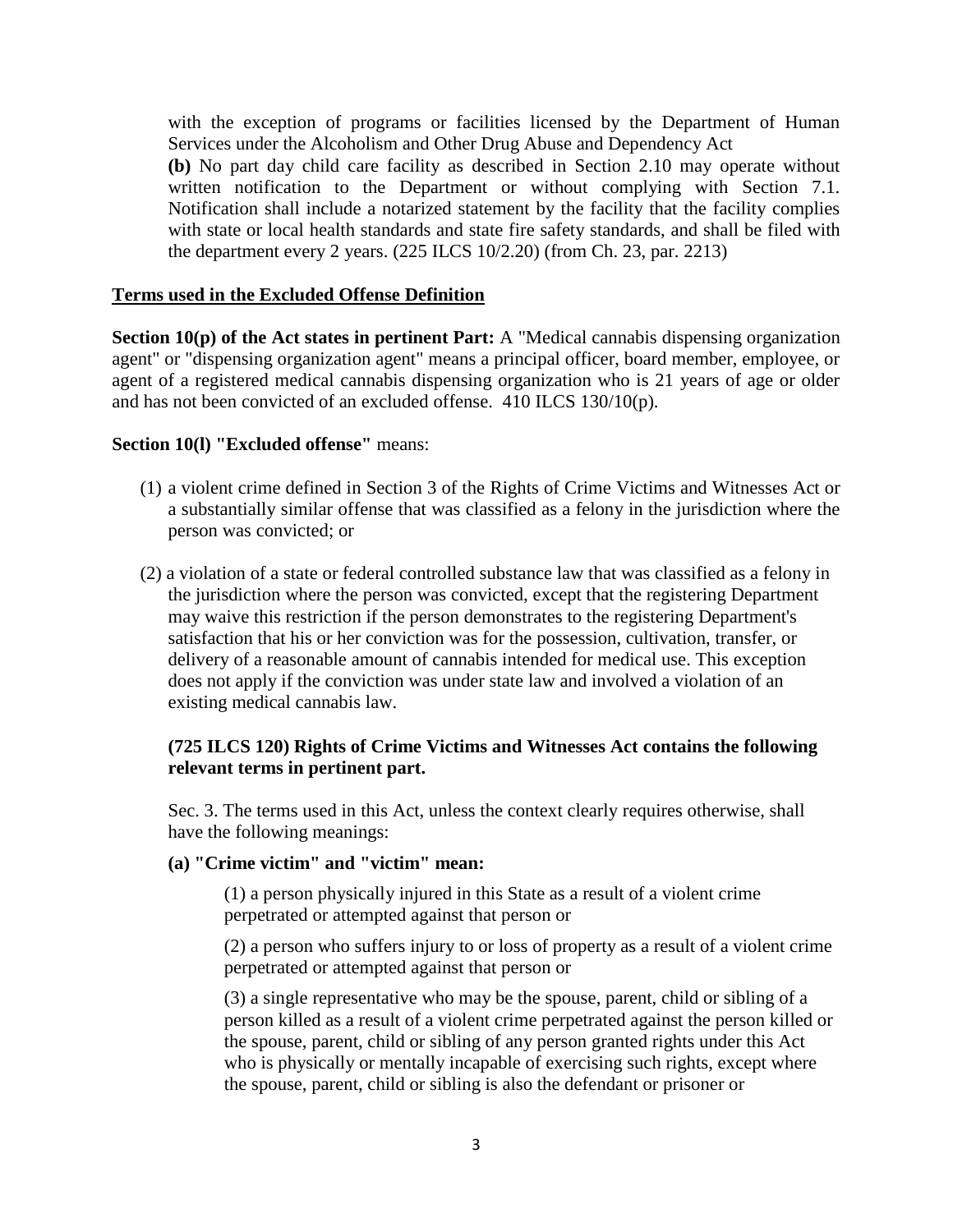with the exception of programs or facilities licensed by the Department of Human Services under the Alcoholism and Other Drug Abuse and Dependency Act

**(b)** No part day child care facility as described in Section 2.10 may operate without written notification to the Department or without complying with Section 7.1. Notification shall include a notarized statement by the facility that the facility complies with state or local health standards and state fire safety standards, and shall be filed with the department every 2 years. (225 ILCS 10/2.20) (from Ch. 23, par. 2213)

**<u>Terms used in the Excluded Offense Definition</u>**

**Section 10(p) of the Act states in pertinent Part:** A "Medical cannabis dispensing organization agent" or "dispensing organization agent" means a principal officer, board member, employee, or agent of a registered medical cannabis dispensing organization who is 21 years of age or older and has not been convicted of an excluded offense. 410 ILCS 130/10(p).

**Section 10(l) "Excluded offense"** means:

(1) a violent crime defined in Section 3 of the Rights of Crime Victims and Witnesses Act or a substantially similar offense that was classified as a felony in the jurisdiction where the person was convicted; or

(2) a violation of a state or federal controlled substance law that was classified as a felony in the jurisdiction where the person was convicted, except that the registering Department may waive this restriction if the person demonstrates to the registering Department's satisfaction that his or her conviction was for the possession, cultivation, transfer, or delivery of a reasonable amount of cannabis intended for medical use. This exception does not apply if the conviction was under state law and involved a violation of an existing medical cannabis law.

**(725 ILCS 120) Rights of Crime Victims and Witnesses Act contains the following relevant terms in pertinent part.**

Sec. 3. The terms used in this Act, unless the context clearly requires otherwise, shall have the following meanings:

**(a) "Crime victim" and "victim" mean:**

(1) a person physically injured in this State as a result of a violent crime perpetrated or attempted against that person or

(2) a person who suffers injury to or loss of property as a result of a violent crime perpetrated or attempted against that person or

(3) a single representative who may be the spouse, parent, child or sibling of a person killed as a result of a violent crime perpetrated against the person killed or the spouse, parent, child or sibling of any person granted rights under this Act who is physically or mentally incapable of exercising such rights, except where the spouse, parent, child or sibling is also the defendant or prisoner or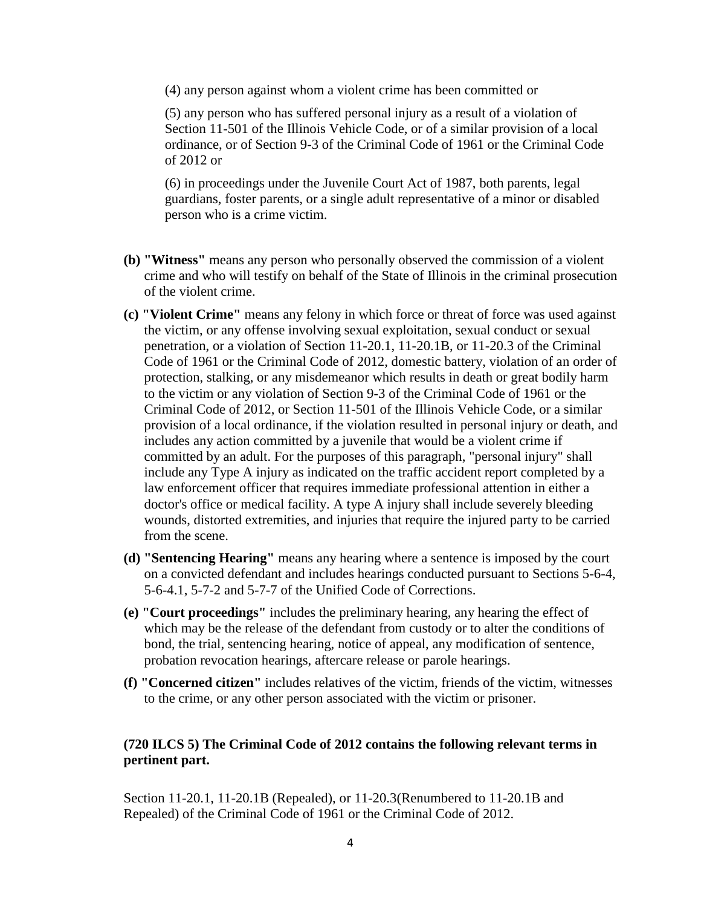(4) any person against whom a violent crime has been committed or

(5) any person who has suffered personal injury as a result of a violation of Section 11-501 of the Illinois Vehicle Code, or of a similar provision of a local ordinance, or of Section 9-3 of the Criminal Code of 1961 or the Criminal Code of 2012 or

(6) in proceedings under the Juvenile Court Act of 1987, both parents, legal guardians, foster parents, or a single adult representative of a minor or disabled person who is a crime victim.

**(b) "Witness"** means any person who personally observed the commission of a violent crime and who will testify on behalf of the State of Illinois in the criminal prosecution of the violent crime.

**(c) "Violent Crime"** means any felony in which force or threat of force was used against the victim, or any offense involving sexual exploitation, sexual conduct or sexual penetration, or a violation of Section 11-20.1, 11-20.1B, or 11-20.3 of the Criminal Code of 1961 or the Criminal Code of 2012, domestic battery, violation of an order of protection, stalking, or any misdemeanor which results in death or great bodily harm to the victim or any violation of Section 9-3 of the Criminal Code of 1961 or the Criminal Code of 2012, or Section 11-501 of the Illinois Vehicle Code, or a similar provision of a local ordinance, if the violation resulted in personal injury or death, and includes any action committed by a juvenile that would be a violent crime if committed by an adult. For the purposes of this paragraph, "personal injury" shall include any Type A injury as indicated on the traffic accident report completed by a law enforcement officer that requires immediate professional attention in either a doctor's office or medical facility. A type A injury shall include severely bleeding wounds, distorted extremities, and injuries that require the injured party to be carried from the scene.

**(d) "Sentencing Hearing"** means any hearing where a sentence is imposed by the court on a convicted defendant and includes hearings conducted pursuant to Sections 5-6-4, 5-6-4.1, 5-7-2 and 5-7-7 of the Unified Code of Corrections.

**(e) "Court proceedings"** includes the preliminary hearing, any hearing the effect of which may be the release of the defendant from custody or to alter the conditions of bond, the trial, sentencing hearing, notice of appeal, any modification of sentence, probation revocation hearings, aftercare release or parole hearings.

**(f) "Concerned citizen"** includes relatives of the victim, friends of the victim, witnesses to the crime, or any other person associated with the victim or prisoner.

**(720 ILCS 5) The Criminal Code of 2012 contains the following relevant terms in pertinent part.**

Section 11-20.1, 11-20.1B (Repealed), or 11-20.3(Renumbered to 11-20.1B and Repealed) of the Criminal Code of 1961 or the Criminal Code of 2012.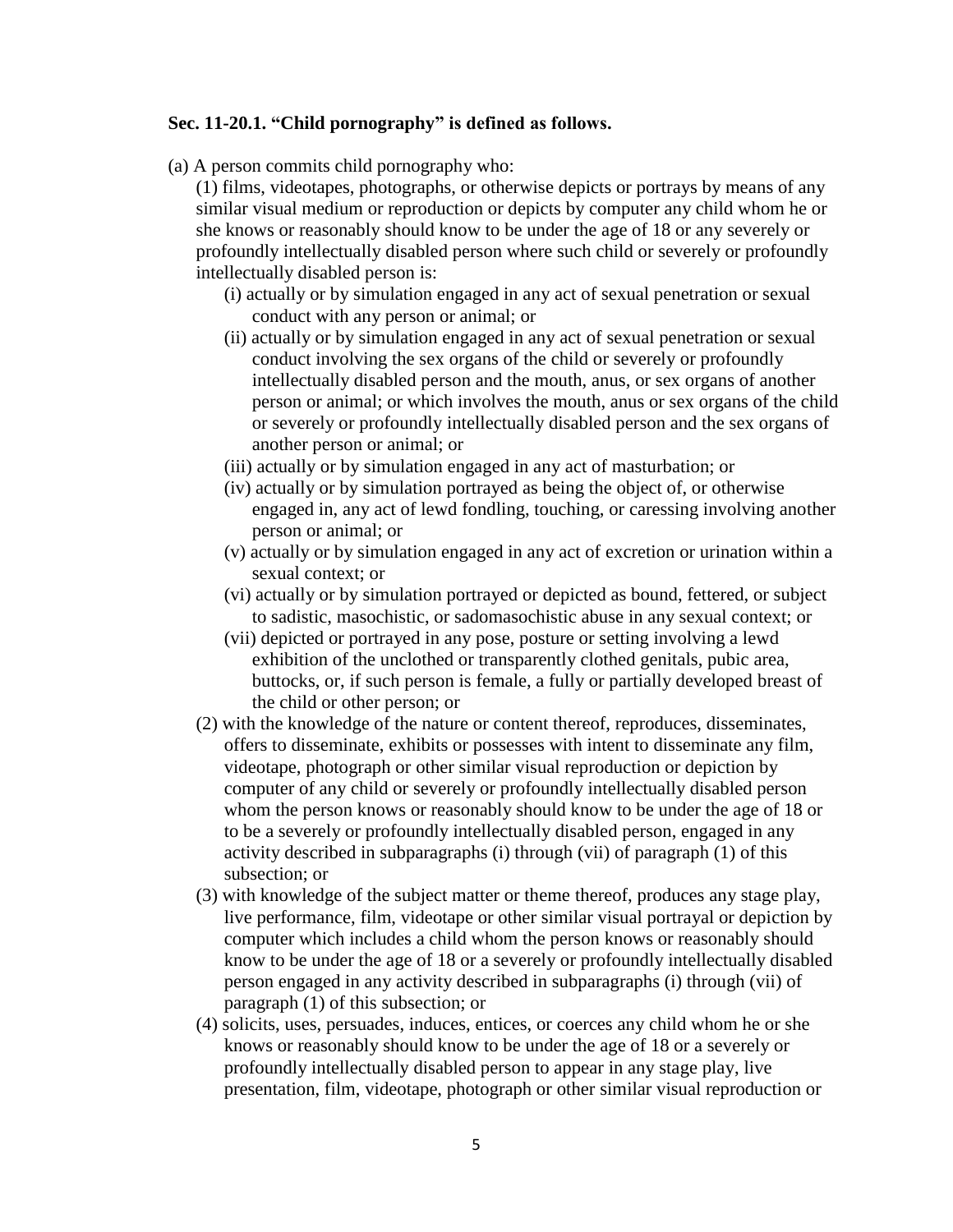**Sec. 11-20.1. "Child pornography" is defined as follows.**

(a) A person commits child pornography who:

(1) films, videotapes, photographs, or otherwise depicts or portrays by means of any similar visual medium or reproduction or depicts by computer any child whom he or she knows or reasonably should know to be under the age of 18 or any severely or profoundly intellectually disabled person where such child or severely or profoundly intellectually disabled person is:

(i) actually or by simulation engaged in any act of sexual penetration or sexual conduct with any person or animal; or

(ii) actually or by simulation engaged in any act of sexual penetration or sexual conduct involving the sex organs of the child or severely or profoundly intellectually disabled person and the mouth, anus, or sex organs of another person or animal; or which involves the mouth, anus or sex organs of the child or severely or profoundly intellectually disabled person and the sex organs of another person or animal; or

(iii) actually or by simulation engaged in any act of masturbation; or

(iv) actually or by simulation portrayed as being the object of, or otherwise engaged in, any act of lewd fondling, touching, or caressing involving another person or animal; or

(v) actually or by simulation engaged in any act of excretion or urination within a sexual context; or

(vi) actually or by simulation portrayed or depicted as bound, fettered, or subject to sadistic, masochistic, or sadomasochistic abuse in any sexual context; or

(vii) depicted or portrayed in any pose, posture or setting involving a lewd exhibition of the unclothed or transparently clothed genitals, pubic area, buttocks, or, if such person is female, a fully or partially developed breast of the child or other person; or

(2) with the knowledge of the nature or content thereof, reproduces, disseminates, offers to disseminate, exhibits or possesses with intent to disseminate any film, videotape, photograph or other similar visual reproduction or depiction by computer of any child or severely or profoundly intellectually disabled person whom the person knows or reasonably should know to be under the age of 18 or to be a severely or profoundly intellectually disabled person, engaged in any activity described in subparagraphs (i) through (vii) of paragraph (1) of this subsection; or

(3) with knowledge of the subject matter or theme thereof, produces any stage play, live performance, film, videotape or other similar visual portrayal or depiction by computer which includes a child whom the person knows or reasonably should know to be under the age of 18 or a severely or profoundly intellectually disabled person engaged in any activity described in subparagraphs (i) through (vii) of paragraph (1) of this subsection; or

(4) solicits, uses, persuades, induces, entices, or coerces any child whom he or she knows or reasonably should know to be under the age of 18 or a severely or profoundly intellectually disabled person to appear in any stage play, live presentation, film, videotape, photograph or other similar visual reproduction or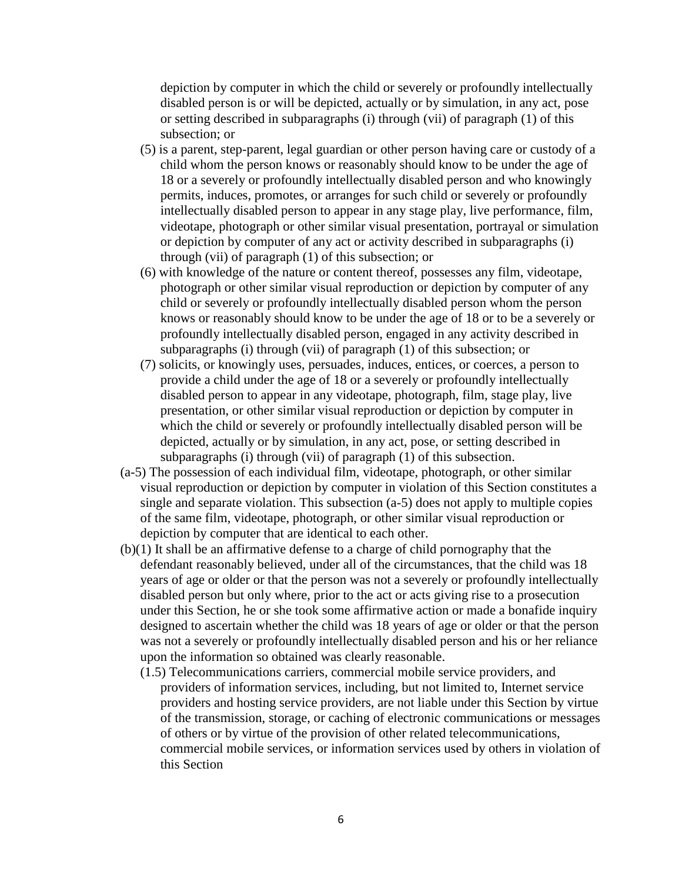depiction by computer in which the child or severely or profoundly intellectually disabled person is or will be depicted, actually or by simulation, in any act, pose or setting described in subparagraphs (i) through (vii) of paragraph (1) of this subsection; or

(5) is a parent, step-parent, legal guardian or other person having care or custody of a child whom the person knows or reasonably should know to be under the age of 18 or a severely or profoundly intellectually disabled person and who knowingly permits, induces, promotes, or arranges for such child or severely or profoundly intellectually disabled person to appear in any stage play, live performance, film, videotape, photograph or other similar visual presentation, portrayal or simulation or depiction by computer of any act or activity described in subparagraphs (i) through (vii) of paragraph (1) of this subsection; or

(6) with knowledge of the nature or content thereof, possesses any film, videotape, photograph or other similar visual reproduction or depiction by computer of any child or severely or profoundly intellectually disabled person whom the person knows or reasonably should know to be under the age of 18 or to be a severely or profoundly intellectually disabled person, engaged in any activity described in subparagraphs (i) through (vii) of paragraph (1) of this subsection; or

(7) solicits, or knowingly uses, persuades, induces, entices, or coerces, a person to provide a child under the age of 18 or a severely or profoundly intellectually disabled person to appear in any videotape, photograph, film, stage play, live presentation, or other similar visual reproduction or depiction by computer in which the child or severely or profoundly intellectually disabled person will be depicted, actually or by simulation, in any act, pose, or setting described in subparagraphs (i) through (vii) of paragraph (1) of this subsection.

(a-5) The possession of each individual film, videotape, photograph, or other similar visual reproduction or depiction by computer in violation of this Section constitutes a single and separate violation. This subsection (a-5) does not apply to multiple copies of the same film, videotape, photograph, or other similar visual reproduction or depiction by computer that are identical to each other.

(b)(1) It shall be an affirmative defense to a charge of child pornography that the defendant reasonably believed, under all of the circumstances, that the child was 18 years of age or older or that the person was not a severely or profoundly intellectually disabled person but only where, prior to the act or acts giving rise to a prosecution under this Section, he or she took some affirmative action or made a bonafide inquiry designed to ascertain whether the child was 18 years of age or older or that the person was not a severely or profoundly intellectually disabled person and his or her reliance upon the information so obtained was clearly reasonable.

(1.5) Telecommunications carriers, commercial mobile service providers, and providers of information services, including, but not limited to, Internet service providers and hosting service providers, are not liable under this Section by virtue of the transmission, storage, or caching of electronic communications or messages of others or by virtue of the provision of other related telecommunications, commercial mobile services, or information services used by others in violation of this Section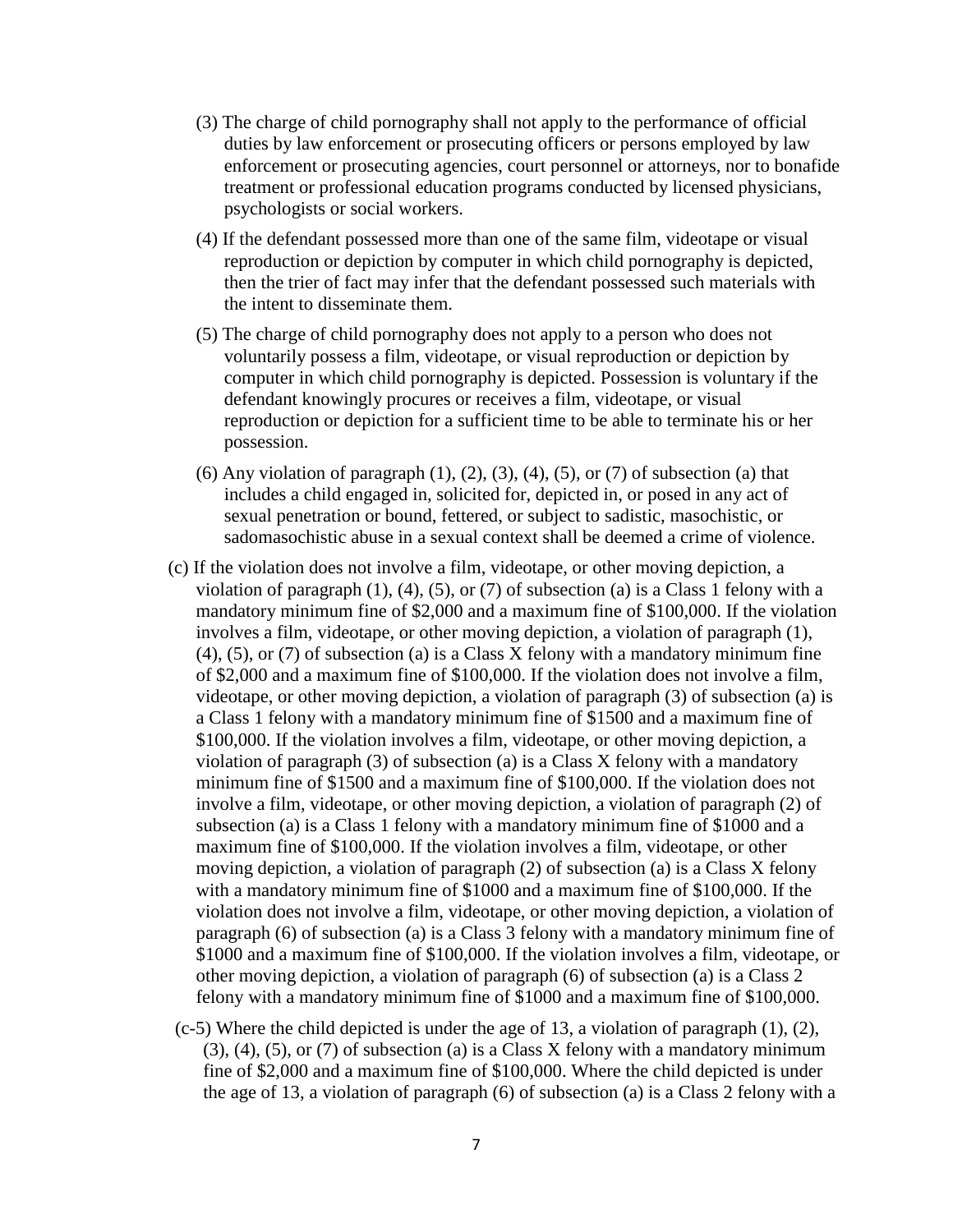(3) The charge of child pornography shall not apply to the performance of official duties by law enforcement or prosecuting officers or persons employed by law enforcement or prosecuting agencies, court personnel or attorneys, nor to bonafide treatment or professional education programs conducted by licensed physicians, psychologists or social workers.

(4) If the defendant possessed more than one of the same film, videotape or visual reproduction or depiction by computer in which child pornography is depicted, then the trier of fact may infer that the defendant possessed such materials with the intent to disseminate them.

(5) The charge of child pornography does not apply to a person who does not voluntarily possess a film, videotape, or visual reproduction or depiction by computer in which child pornography is depicted. Possession is voluntary if the defendant knowingly procures or receives a film, videotape, or visual reproduction or depiction for a sufficient time to be able to terminate his or her possession.

(6) Any violation of paragraph (1), (2), (3), (4), (5), or (7) of subsection (a) that includes a child engaged in, solicited for, depicted in, or posed in any act of sexual penetration or bound, fettered, or subject to sadistic, masochistic, or sadomasochistic abuse in a sexual context shall be deemed a crime of violence.

(c) If the violation does not involve a film, videotape, or other moving depiction, a violation of paragraph (1), (4), (5), or (7) of subsection (a) is a Class 1 felony with a mandatory minimum fine of $2,000 and a maximum fine of $100,000. If the violation involves a film, videotape, or other moving depiction, a violation of paragraph (1), (4), (5), or (7) of subsection (a) is a Class X felony with a mandatory minimum fine of $2,000 and a maximum fine of $100,000. If the violation does not involve a film, videotape, or other moving depiction, a violation of paragraph (3) of subsection (a) is a Class 1 felony with a mandatory minimum fine of $1500 and a maximum fine of $100,000. If the violation involves a film, videotape, or other moving depiction, a violation of paragraph (3) of subsection (a) is a Class X felony with a mandatory minimum fine of $1500 and a maximum fine of $100,000. If the violation does not involve a film, videotape, or other moving depiction, a violation of paragraph (2) of subsection (a) is a Class 1 felony with a mandatory minimum fine of $1000 and a maximum fine of $100,000. If the violation involves a film, videotape, or other moving depiction, a violation of paragraph (2) of subsection (a) is a Class X felony with a mandatory minimum fine of $1000 and a maximum fine of $100,000. If the violation does not involve a film, videotape, or other moving depiction, a violation of paragraph (6) of subsection (a) is a Class 3 felony with a mandatory minimum fine of $1000 and a maximum fine of $100,000. If the violation involves a film, videotape, or other moving depiction, a violation of paragraph (6) of subsection (a) is a Class 2 felony with a mandatory minimum fine of $1000 and a maximum fine of $100,000.

(c-5) Where the child depicted is under the age of 13, a violation of paragraph (1), (2), (3), (4), (5), or (7) of subsection (a) is a Class X felony with a mandatory minimum fine of $2,000 and a maximum fine of $100,000. Where the child depicted is under the age of 13, a violation of paragraph (6) of subsection (a) is a Class 2 felony with a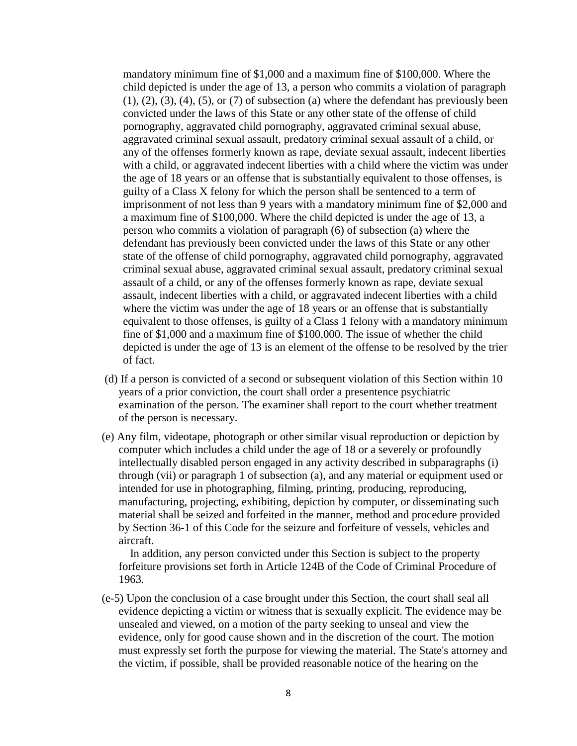mandatory minimum fine of $1,000 and a maximum fine of $100,000. Where the child depicted is under the age of 13, a person who commits a violation of paragraph (1), (2), (3), (4), (5), or (7) of subsection (a) where the defendant has previously been convicted under the laws of this State or any other state of the offense of child pornography, aggravated child pornography, aggravated criminal sexual abuse, aggravated criminal sexual assault, predatory criminal sexual assault of a child, or any of the offenses formerly known as rape, deviate sexual assault, indecent liberties with a child, or aggravated indecent liberties with a child where the victim was under the age of 18 years or an offense that is substantially equivalent to those offenses, is guilty of a Class X felony for which the person shall be sentenced to a term of imprisonment of not less than 9 years with a mandatory minimum fine of $2,000 and a maximum fine of $100,000. Where the child depicted is under the age of 13, a person who commits a violation of paragraph (6) of subsection (a) where the defendant has previously been convicted under the laws of this State or any other state of the offense of child pornography, aggravated child pornography, aggravated criminal sexual abuse, aggravated criminal sexual assault, predatory criminal sexual assault of a child, or any of the offenses formerly known as rape, deviate sexual assault, indecent liberties with a child, or aggravated indecent liberties with a child where the victim was under the age of 18 years or an offense that is substantially equivalent to those offenses, is guilty of a Class 1 felony with a mandatory minimum fine of $1,000 and a maximum fine of $100,000. The issue of whether the child depicted is under the age of 13 is an element of the offense to be resolved by the trier of fact.

(d) If a person is convicted of a second or subsequent violation of this Section within 10 years of a prior conviction, the court shall order a presentence psychiatric examination of the person. The examiner shall report to the court whether treatment of the person is necessary.

(e) Any film, videotape, photograph or other similar visual reproduction or depiction by computer which includes a child under the age of 18 or a severely or profoundly intellectually disabled person engaged in any activity described in subparagraphs (i) through (vii) or paragraph 1 of subsection (a), and any material or equipment used or intended for use in photographing, filming, printing, producing, reproducing, manufacturing, projecting, exhibiting, depiction by computer, or disseminating such material shall be seized and forfeited in the manner, method and procedure provided by Section 36-1 of this Code for the seizure and forfeiture of vessels, vehicles and aircraft.

In addition, any person convicted under this Section is subject to the property forfeiture provisions set forth in Article 124B of the Code of Criminal Procedure of 1963.

(e-5) Upon the conclusion of a case brought under this Section, the court shall seal all evidence depicting a victim or witness that is sexually explicit. The evidence may be unsealed and viewed, on a motion of the party seeking to unseal and view the evidence, only for good cause shown and in the discretion of the court. The motion must expressly set forth the purpose for viewing the material. The State's attorney and the victim, if possible, shall be provided reasonable notice of the hearing on the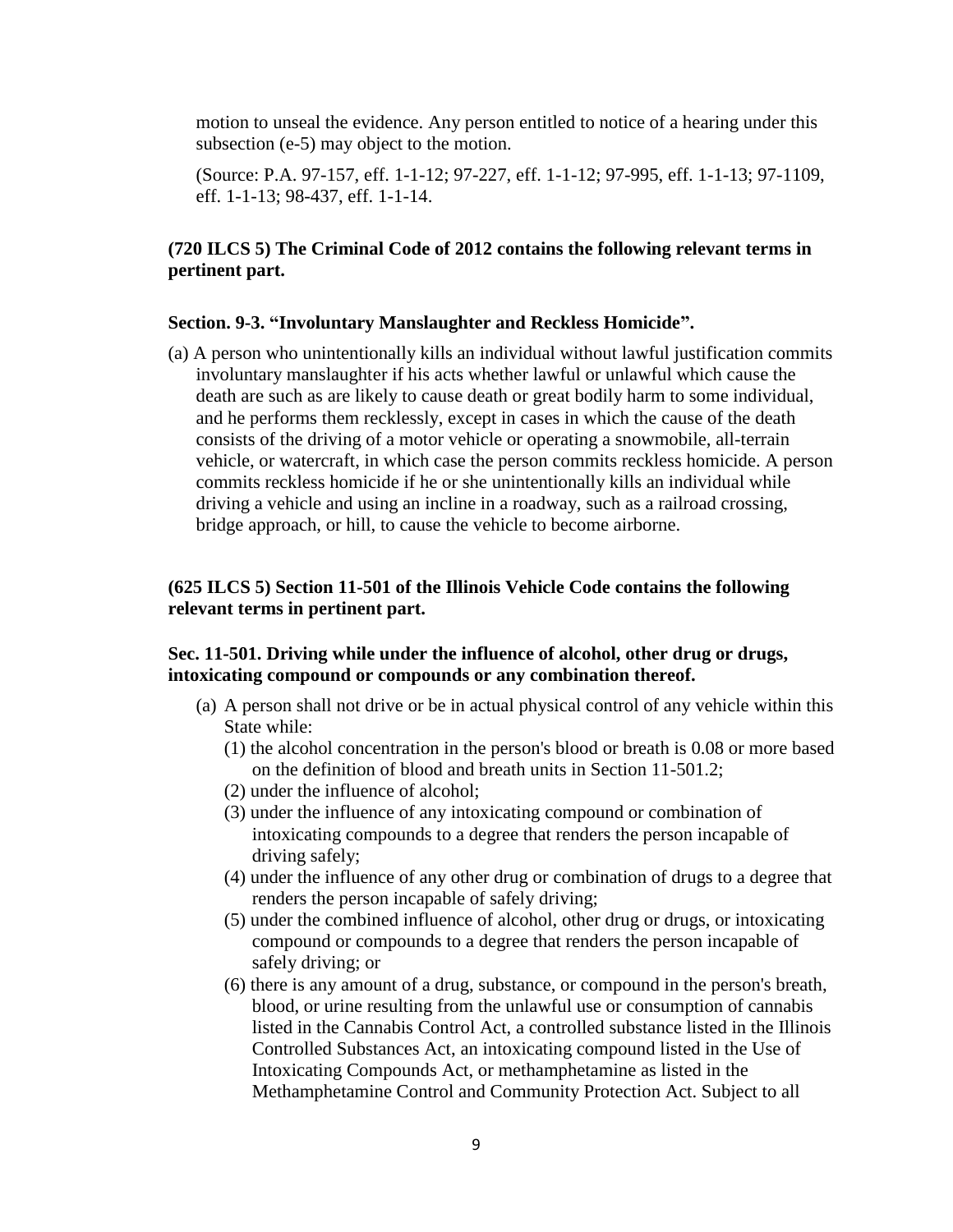motion to unseal the evidence. Any person entitled to notice of a hearing under this subsection (e-5) may object to the motion.

(Source: P.A. 97-157, eff. 1-1-12; 97-227, eff. 1-1-12; 97-995, eff. 1-1-13; 97-1109, eff. 1-1-13; 98-437, eff. 1-1-14.

**(720 ILCS 5) The Criminal Code of 2012 contains the following relevant terms in pertinent part.**

**Section. 9-3. "Involuntary Manslaughter and Reckless Homicide".**

(a) A person who unintentionally kills an individual without lawful justification commits involuntary manslaughter if his acts whether lawful or unlawful which cause the death are such as are likely to cause death or great bodily harm to some individual, and he performs them recklessly, except in cases in which the cause of the death consists of the driving of a motor vehicle or operating a snowmobile, all-terrain vehicle, or watercraft, in which case the person commits reckless homicide. A person commits reckless homicide if he or she unintentionally kills an individual while driving a vehicle and using an incline in a roadway, such as a railroad crossing, bridge approach, or hill, to cause the vehicle to become airborne.

**(625 ILCS 5) Section 11-501 of the Illinois Vehicle Code contains the following relevant terms in pertinent part.**

**Sec. 11-501. Driving while under the influence of alcohol, other drug or drugs, intoxicating compound or compounds or any combination thereof.**

(a) A person shall not drive or be in actual physical control of any vehicle within this State while:
   (1) the alcohol concentration in the person's blood or breath is 0.08 or more based on the definition of blood and breath units in Section 11-501.2;
   (2) under the influence of alcohol;
   (3) under the influence of any intoxicating compound or combination of intoxicating compounds to a degree that renders the person incapable of driving safely;
   (4) under the influence of any other drug or combination of drugs to a degree that renders the person incapable of safely driving;
   (5) under the combined influence of alcohol, other drug or drugs, or intoxicating compound or compounds to a degree that renders the person incapable of safely driving; or
   (6) there is any amount of a drug, substance, or compound in the person's breath, blood, or urine resulting from the unlawful use or consumption of cannabis listed in the Cannabis Control Act, a controlled substance listed in the Illinois Controlled Substances Act, an intoxicating compound listed in the Use of Intoxicating Compounds Act, or methamphetamine as listed in the Methamphetamine Control and Community Protection Act. Subject to all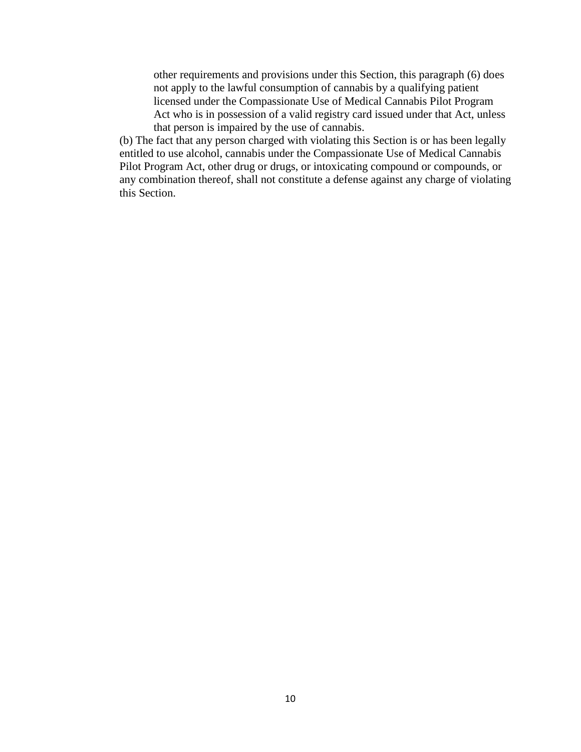other requirements and provisions under this Section, this paragraph (6) does not apply to the lawful consumption of cannabis by a qualifying patient licensed under the Compassionate Use of Medical Cannabis Pilot Program Act who is in possession of a valid registry card issued under that Act, unless that person is impaired by the use of cannabis.

(b) The fact that any person charged with violating this Section is or has been legally entitled to use alcohol, cannabis under the Compassionate Use of Medical Cannabis Pilot Program Act, other drug or drugs, or intoxicating compound or compounds, or any combination thereof, shall not constitute a defense against any charge of violating this Section.